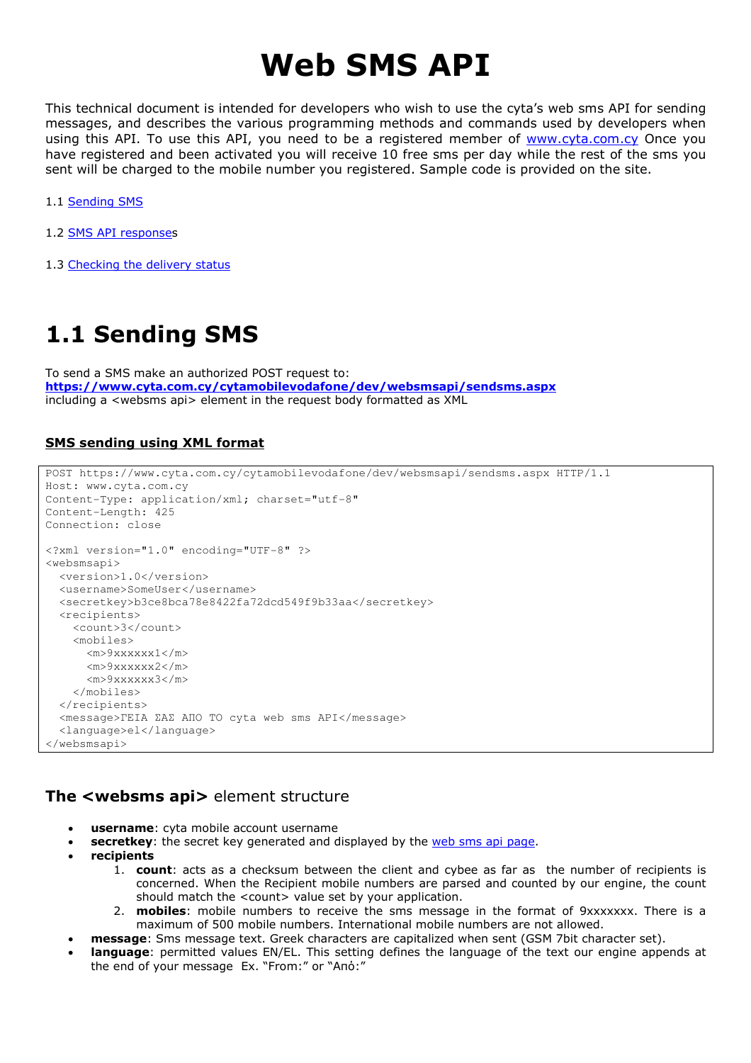# Web SMS API

This technical document is intended for developers who wish to use the cyta's web sms API for sending messages, and describes the various programming methods and commands used by developers when using this API. To use this API, you need to be a registered member of [www.cyta.com.cy](www.cyta.com.cy) Once you have registered and been activated you will receive 10 free sms per day while the rest of the sms you sent will be charged to the mobile number you registered. Sample code is provided on the site.

1.1 [Sending SMS](#)

1.2 [SMS API response](#)s

1.3 [Checking the delivery status](#)

# 1.1 Sending SMS

To send a SMS make an authorized POST request to:
**[https://www.cyta.com.cy/cytamobilevodafone/dev/websmsapi/sendsms.aspx](https://www.cyta.com.cy/cytamobilevodafone/dev/websmsapi/sendsms.aspx)**
including a <websms api> element in the request body formatted as XML

### SMS sending using XML format

```
POST https://www.cyta.com.cy/cytamobilevodafone/dev/websmsapi/sendsms.aspx HTTP/1.1
Host: www.cyta.com.cy
Content-Type: application/xml; charset="utf-8"
Content-Length: 425
Connection: close

<?xml version="1.0" encoding="UTF-8" ?>
<websmsapi>
  <version>1.0</version>
  <username>SomeUser</username>
  <secretkey>b3ce8bca78e8422fa72dcd549f9b33aa</secretkey>
  <recipients>
    <count>3</count>
    <mobiles>
      <m>9xxxxxx1</m>
      <m>9xxxxxx2</m>
      <m>9xxxxxx3</m>
    </mobiles>
  </recipients>
  <message>ΓΕΙΑ ΣΑΣ ΑΠΟ ΤΟ cyta web sms API</message>
  <language>el</language>
</websmsapi>
```

## **The <websms api>** element structure

- **username**: cyta mobile account username
- **secretkey**: the secret key generated and displayed by the [web sms api page](#).
- **recipients**
  1. **count**: acts as a checksum between the client and cybee as far as the number of recipients is concerned. When the Recipient mobile numbers are parsed and counted by our engine, the count should match the <count> value set by your application.
  2. **mobiles**: mobile numbers to receive the sms message in the format of 9xxxxxxx. There is a maximum of 500 mobile numbers. International mobile numbers are not allowed.
- **message**: Sms message text. Greek characters are capitalized when sent (GSM 7bit character set).
- **language**: permitted values EN/EL. This setting defines the language of the text our engine appends at the end of your message Ex. "From:" or "Anό:"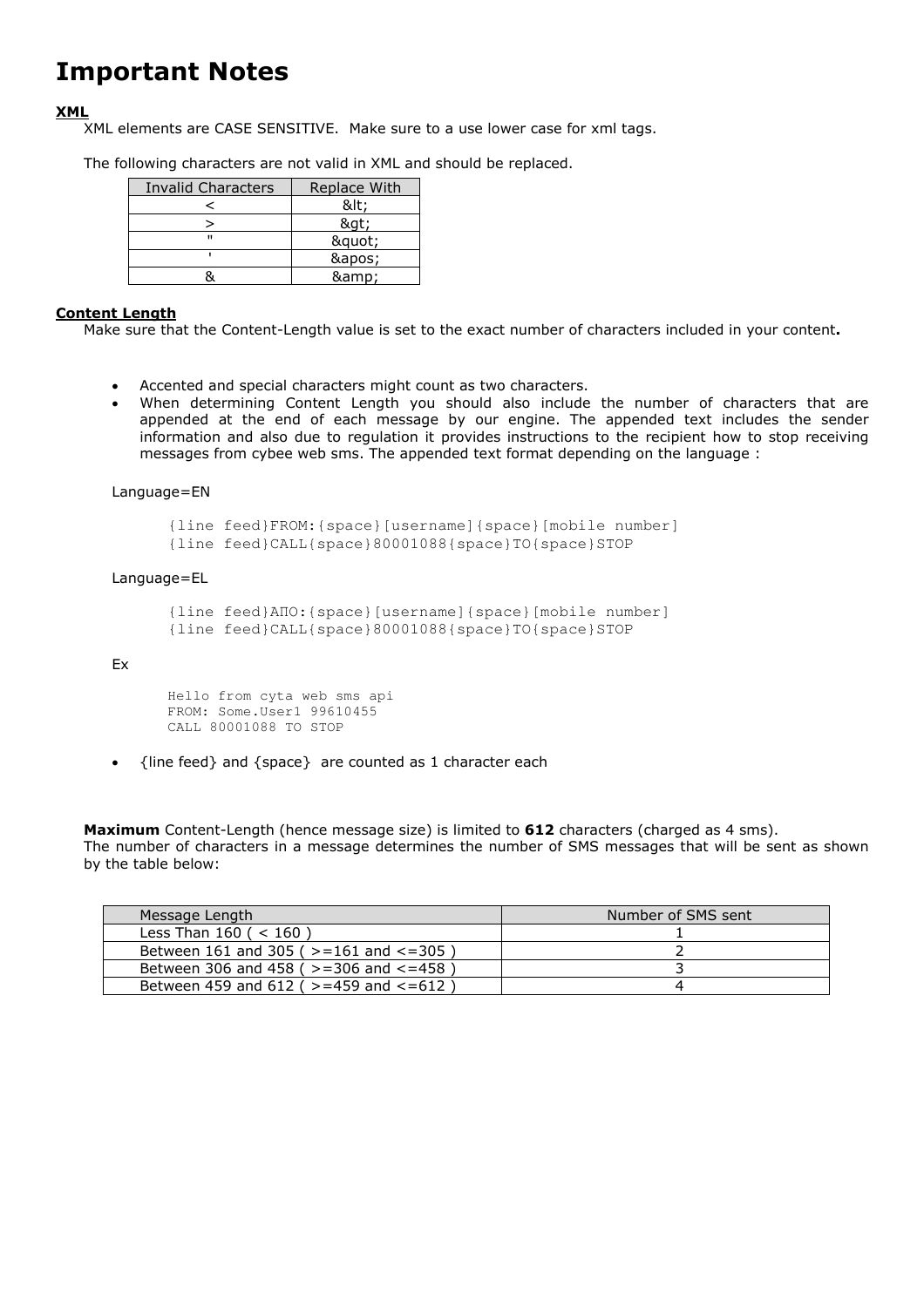# Important Notes

**XML**

XML elements are CASE SENSITIVE. Make sure to a use lower case for xml tags.

The following characters are not valid in XML and should be replaced.

| Invalid Characters | Replace With |
|---|---|
| < | &lt; |
| > | &gt; |
| " | &quot; |
| ' | &apos; |
| & | &amp; |

**Content Length**

Make sure that the Content-Length value is set to the exact number of characters included in your content**.**

- Accented and special characters might count as two characters.
- When determining Content Length you should also include the number of characters that are appended at the end of each message by our engine. The appended text includes the sender information and also due to regulation it provides instructions to the recipient how to stop receiving messages from cybee web sms. The appended text format depending on the language :

Language=EN

```
{line feed}FROM:{space}[username]{space}[mobile number]
{line feed}CALL{space}80001088{space}TO{space}STOP
```

Language=EL

```
{line feed}ΑΠΟ:{space}[username]{space}[mobile number]
{line feed}CALL{space}80001088{space}TO{space}STOP
```

Ex

```
Hello from cyta web sms api
FROM: Some.User1 99610455
CALL 80001088 TO STOP
```

- {line feed} and {space} are counted as 1 character each

**Maximum** Content-Length (hence message size) is limited to **612** characters (charged as 4 sms).
The number of characters in a message determines the number of SMS messages that will be sent as shown by the table below:

| Message Length | Number of SMS sent |
|---|---|
| Less Than 160 ( < 160 ) | 1 |
| Between 161 and 305 ( >=161 and <=305 ) | 2 |
| Between 306 and 458 ( >=306 and <=458 ) | 3 |
| Between 459 and 612 ( >=459 and <=612 ) | 4 |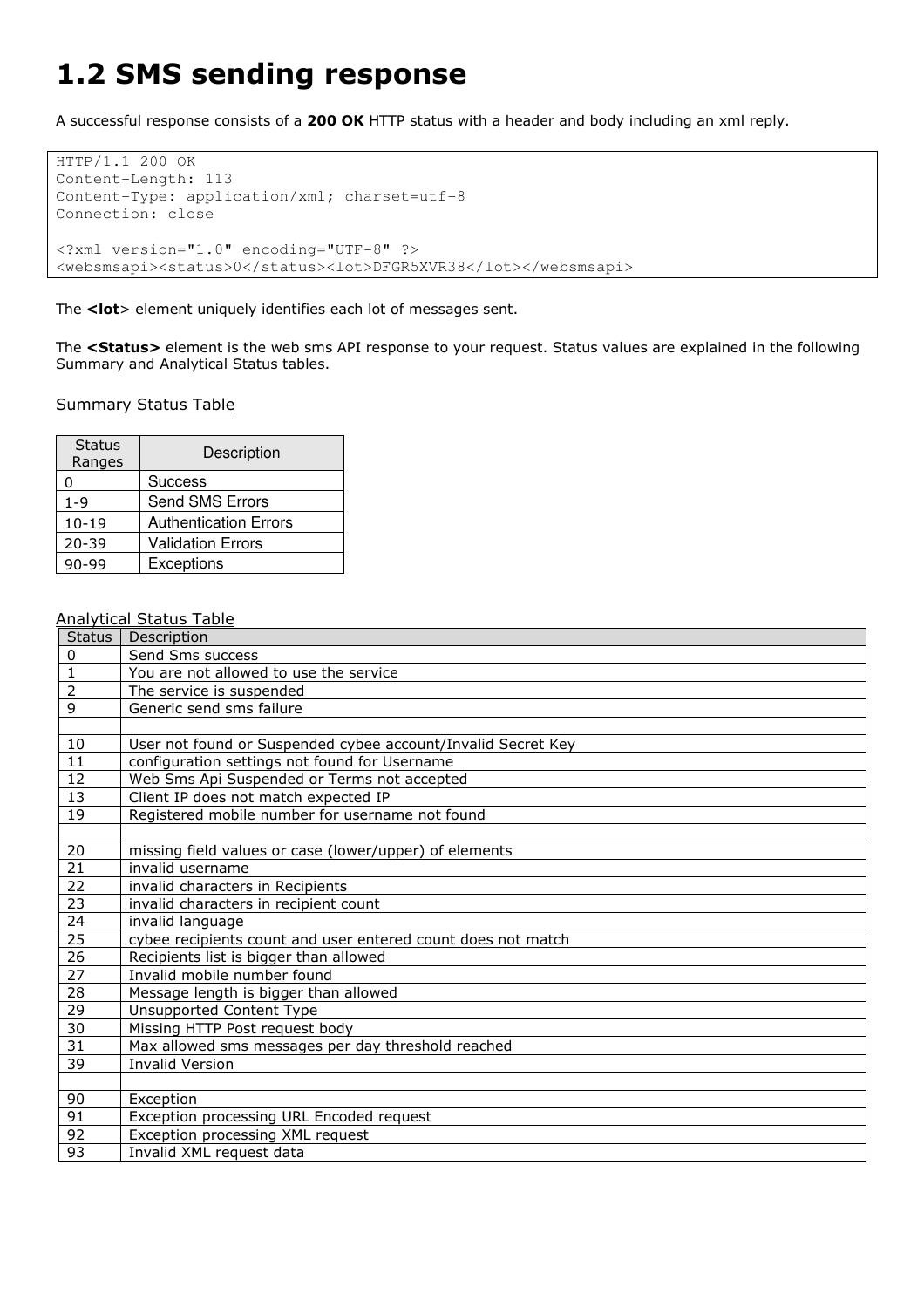# 1.2 SMS sending response

A successful response consists of a **200 OK** HTTP status with a header and body including an xml reply.

```
HTTP/1.1 200 OK
Content-Length: 113
Content-Type: application/xml; charset=utf-8
Connection: close

<?xml version="1.0" encoding="UTF-8" ?>
<websmsapi><status>0</status><lot>DFGR5XVR38</lot></websmsapi>
```

The **<lot>** element uniquely identifies each lot of messages sent.

The **<Status>** element is the web sms API response to your request. Status values are explained in the following Summary and Analytical Status tables.

Summary Status Table

| Status Ranges | Description |
|---|---|
| 0 | Success |
| 1-9 | Send SMS Errors |
| 10-19 | Authentication Errors |
| 20-39 | Validation Errors |
| 90-99 | Exceptions |

Analytical Status Table

| Status | Description |
|---|---|
| 0 | Send Sms success |
| 1 | You are not allowed to use the service |
| 2 | The service is suspended |
| 9 | Generic send sms failure |
| | |
| 10 | User not found or Suspended cybee account/Invalid Secret Key |
| 11 | configuration settings not found for Username |
| 12 | Web Sms Api Suspended or Terms not accepted |
| 13 | Client IP does not match expected IP |
| 19 | Registered mobile number for username not found |
| | |
| 20 | missing field values or case (lower/upper) of elements |
| 21 | invalid username |
| 22 | invalid characters in Recipients |
| 23 | invalid characters in recipient count |
| 24 | invalid language |
| 25 | cybee recipients count and user entered count does not match |
| 26 | Recipients list is bigger than allowed |
| 27 | Invalid mobile number found |
| 28 | Message length is bigger than allowed |
| 29 | Unsupported Content Type |
| 30 | Missing HTTP Post request body |
| 31 | Max allowed sms messages per day threshold reached |
| 39 | Invalid Version |
| | |
| 90 | Exception |
| 91 | Exception processing URL Encoded request |
| 92 | Exception processing XML request |
| 93 | Invalid XML request data |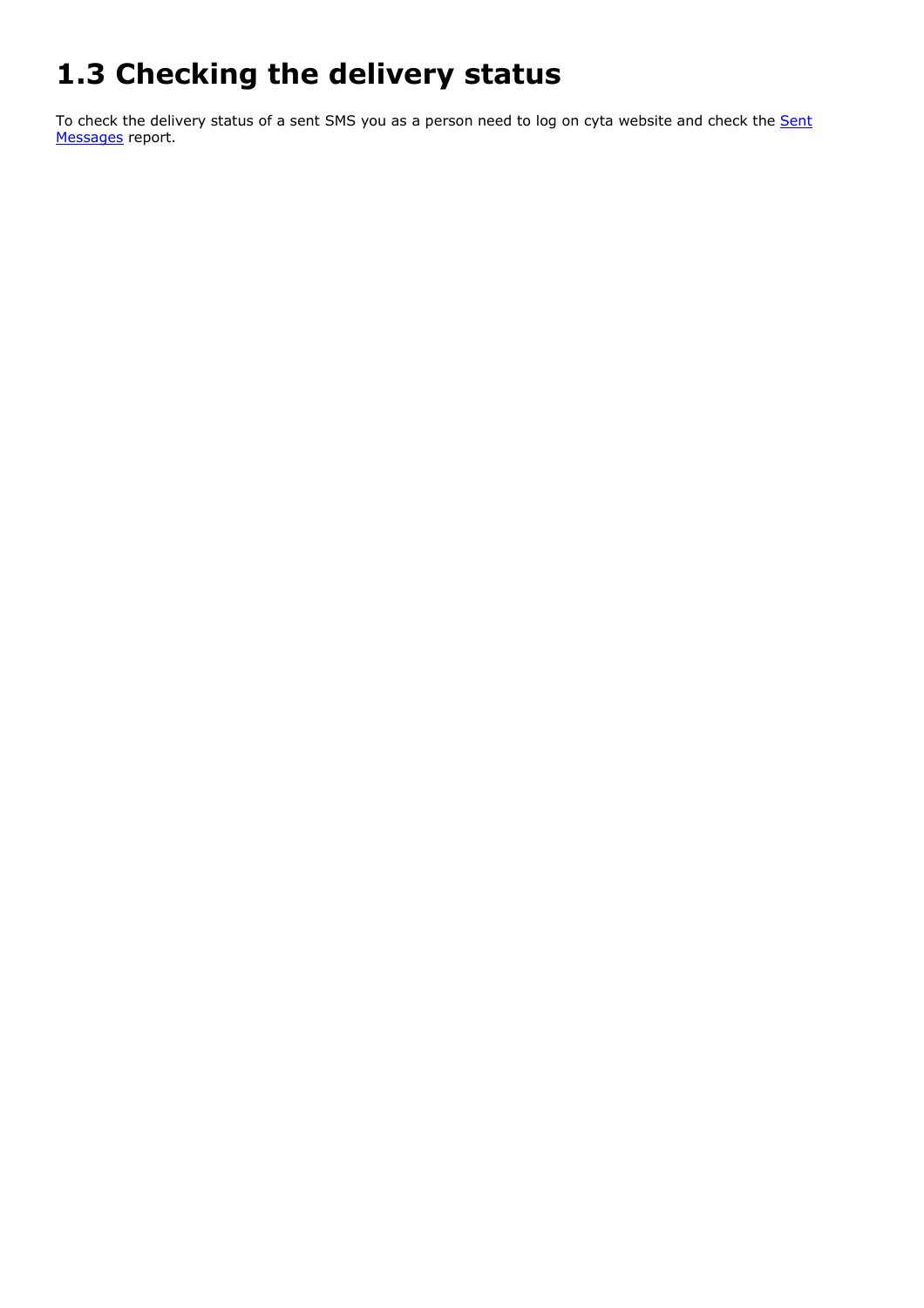# 1.3 Checking the delivery status

To check the delivery status of a sent SMS you as a person need to log on cyta website and check the Sent Messages report.